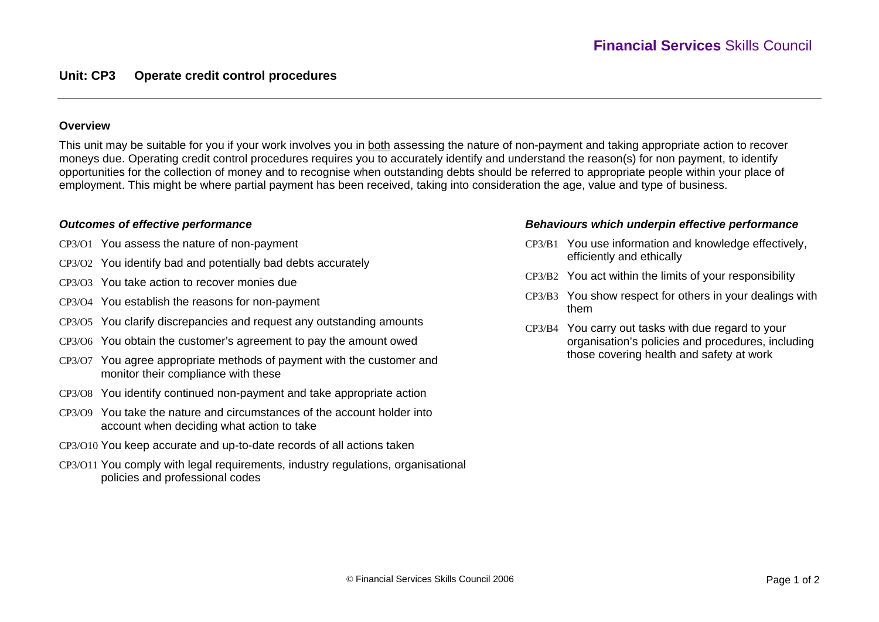Financial Services Skills Council

## Unit: CP3 Operate credit control procedures

### Overview

This unit may be suitable for you if your work involves you in both assessing the nature of non-payment and taking appropriate action to recover moneys due. Operating credit control procedures requires you to accurately identify and understand the reason(s) for non payment, to identify opportunities for the collection of money and to recognise when outstanding debts should be referred to appropriate people within your place of employment. This might be where partial payment has been received, taking into consideration the age, value and type of business.

### *Outcomes of effective performance*

- CP3/O1 You assess the nature of non-payment
- CP3/O2 You identify bad and potentially bad debts accurately
- CP3/O3 You take action to recover monies due
- CP3/O4 You establish the reasons for non-payment
- CP3/O5 You clarify discrepancies and request any outstanding amounts
- CP3/O6 You obtain the customer's agreement to pay the amount owed
- CP3/O7 You agree appropriate methods of payment with the customer and monitor their compliance with these
- CP3/O8 You identify continued non-payment and take appropriate action
- CP3/O9 You take the nature and circumstances of the account holder into account when deciding what action to take
- CP3/O10 You keep accurate and up-to-date records of all actions taken
- CP3/O11 You comply with legal requirements, industry regulations, organisational policies and professional codes

### *Behaviours which underpin effective performance*

- CP3/B1 You use information and knowledge effectively, efficiently and ethically
- CP3/B2 You act within the limits of your responsibility
- CP3/B3 You show respect for others in your dealings with them
- CP3/B4 You carry out tasks with due regard to your organisation's policies and procedures, including those covering health and safety at work

© Financial Services Skills Council 2006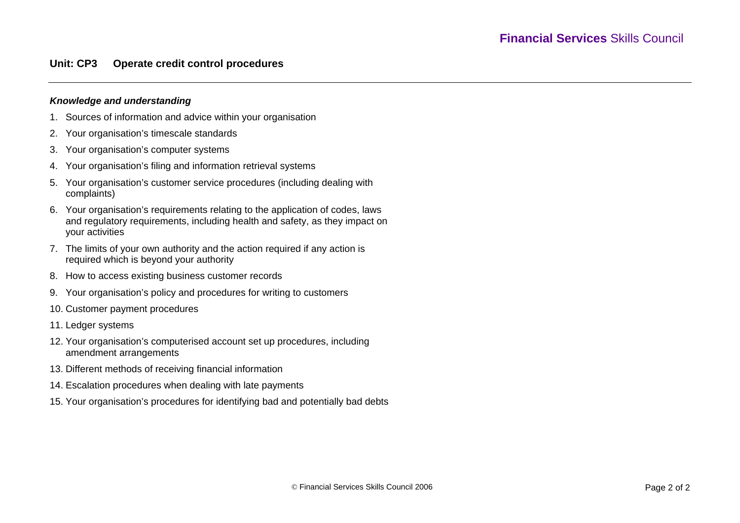## Unit: CP3 Operate credit control procedures

***Knowledge and understanding***

1. Sources of information and advice within your organisation
2. Your organisation's timescale standards
3. Your organisation's computer systems
4. Your organisation's filing and information retrieval systems
5. Your organisation's customer service procedures (including dealing with complaints)
6. Your organisation's requirements relating to the application of codes, laws and regulatory requirements, including health and safety, as they impact on your activities
7. The limits of your own authority and the action required if any action is required which is beyond your authority
8. How to access existing business customer records
9. Your organisation's policy and procedures for writing to customers
10. Customer payment procedures
11. Ledger systems
12. Your organisation's computerised account set up procedures, including amendment arrangements
13. Different methods of receiving financial information
14. Escalation procedures when dealing with late payments
15. Your organisation's procedures for identifying bad and potentially bad debts